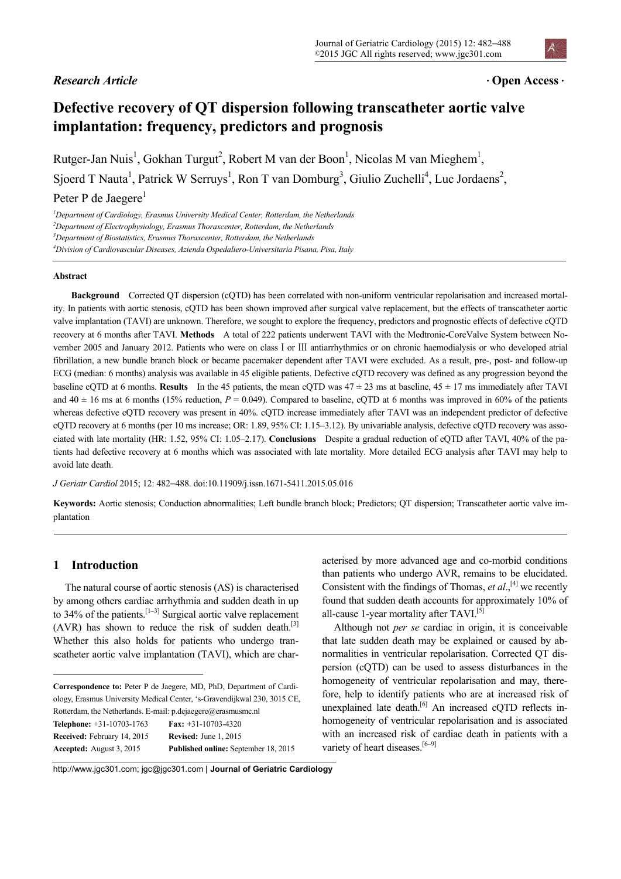*Research Article* **· Open Access ·**

# Defective recovery of QT dispersion following transcatheter aortic valve implantation: frequency, predictors and prognosis

Rutger-Jan Nuis[1], Gokhan Turgut[2], Robert M van der Boon[1], Nicolas M van Mieghem[1], Sjoerd T Nauta[1], Patrick W Serruys[1], Ron T van Domburg[3], Giulio Zuchelli[4], Luc Jordaens[2], Peter P de Jaegere[1]

*[1]Department of Cardiology, Erasmus University Medical Center, Rotterdam, the Netherlands*
*[2]Department of Electrophysiology, Erasmus Thoraxcenter, Rotterdam, the Netherlands*
*[3]Department of Biostatistics, Erasmus Thoraxcenter, Rotterdam, the Netherlands*
*[4]Division of Cardiovascular Diseases, Azienda Ospedaliero-Universitaria Pisana, Pisa, Italy*

### Abstract

**Background** Corrected QT dispersion (cQTD) has been correlated with non-uniform ventricular repolarisation and increased mortality. In patients with aortic stenosis, cQTD has been shown improved after surgical valve replacement, but the effects of transcatheter aortic valve implantation (TAVI) are unknown. Therefore, we sought to explore the frequency, predictors and prognostic effects of defective cQTD recovery at 6 months after TAVI. **Methods** A total of 222 patients underwent TAVI with the Medtronic-CoreValve System between November 2005 and January 2012. Patients who were on class I or III antiarrhythmics or on chronic haemodialysis or who developed atrial fibrillation, a new bundle branch block or became pacemaker dependent after TAVI were excluded. As a result, pre-, post- and follow-up ECG (median: 6 months) analysis was available in 45 eligible patients. Defective cQTD recovery was defined as any progression beyond the baseline cQTD at 6 months. **Results** In the 45 patients, the mean cQTD was 47 ± 23 ms at baseline, 45 ± 17 ms immediately after TAVI and 40 ± 16 ms at 6 months (15% reduction, $P = 0.049$). Compared to baseline, cQTD at 6 months was improved in 60% of the patients whereas defective cQTD recovery was present in 40%. cQTD increase immediately after TAVI was an independent predictor of defective cQTD recovery at 6 months (per 10 ms increase; OR: 1.89, 95% CI: 1.15–3.12). By univariable analysis, defective cQTD recovery was associated with late mortality (HR: 1.52, 95% CI: 1.05–2.17). **Conclusions** Despite a gradual reduction of cQTD after TAVI, 40% of the patients had defective recovery at 6 months which was associated with late mortality. More detailed ECG analysis after TAVI may help to avoid late death.

*J Geriatr Cardiol* 2015; 12: 482−488. doi:10.11909/j.issn.1671-5411.2015.05.016

**Keywords:** Aortic stenosis; Conduction abnormalities; Left bundle branch block; Predictors; QT dispersion; Transcatheter aortic valve implantation

## 1 Introduction

The natural course of aortic stenosis (AS) is characterised by among others cardiac arrhythmia and sudden death in up to 34% of the patients.[1–3] Surgical aortic valve replacement (AVR) has shown to reduce the risk of sudden death.[3] Whether this also holds for patients who undergo transcatheter aortic valve implantation (TAVI), which are characterised by more advanced age and co-morbid conditions than patients who undergo AVR, remains to be elucidated. Consistent with the findings of Thomas, *et al*.,[4] we recently found that sudden death accounts for approximately 10% of all-cause 1-year mortality after TAVI.[5]

Although not *per se* cardiac in origin, it is conceivable that late sudden death may be explained or caused by abnormalities in ventricular repolarisation. Corrected QT dispersion (cQTD) can be used to assess disturbances in the homogeneity of ventricular repolarisation and may, therefore, help to identify patients who are at increased risk of unexplained late death.[6] An increased cQTD reflects inhomogeneity of ventricular repolarisation and is associated with an increased risk of cardiac death in patients with a variety of heart diseases.[6–9]

**Correspondence to:** Peter P de Jaegere, MD, PhD, Department of Cardiology, Erasmus University Medical Center, 's-Gravendijkwal 230, 3015 CE, Rotterdam, the Netherlands. E-mail: p.dejaegere@erasmusmc.nl

**Telephone:** +31-10703-1763 **Fax:** +31-10703-4320
**Received:** February 14, 2015 **Revised:** June 1, 2015
**Accepted:** August 3, 2015 **Published online:** September 18, 2015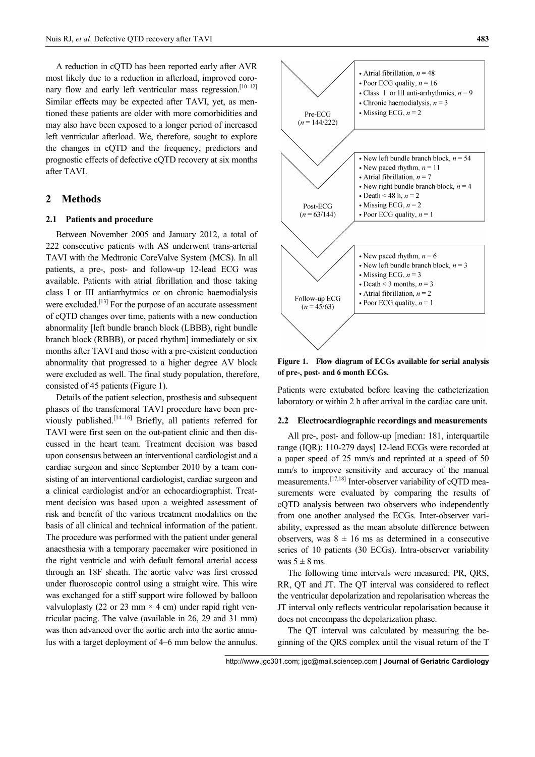A reduction in cQTD has been reported early after AVR most likely due to a reduction in afterload, improved coronary flow and early left ventricular mass regression.[10–12] Similar effects may be expected after TAVI, yet, as mentioned these patients are older with more comorbidities and may also have been exposed to a longer period of increased left ventricular afterload. We, therefore, sought to explore the changes in cQTD and the frequency, predictors and prognostic effects of defective cQTD recovery at six months after TAVI.

## 2 Methods

### 2.1 Patients and procedure

Between November 2005 and January 2012, a total of 222 consecutive patients with AS underwent trans-arterial TAVI with the Medtronic CoreValve System (MCS). In all patients, a pre-, post- and follow-up 12-lead ECG was available. Patients with atrial fibrillation and those taking class I or III antiarrhytmics or on chronic haemodialysis were excluded.[13] For the purpose of an accurate assessment of cQTD changes over time, patients with a new conduction abnormality [left bundle branch block (LBBB), right bundle branch block (RBBB), or paced rhythm] immediately or six months after TAVI and those with a pre-existent conduction abnormality that progressed to a higher degree AV block were excluded as well. The final study population, therefore, consisted of 45 patients (Figure 1).

Details of the patient selection, prosthesis and subsequent phases of the transfemoral TAVI procedure have been previously published.[14–16] Briefly, all patients referred for TAVI were first seen on the out-patient clinic and then discussed in the heart team. Treatment decision was based upon consensus between an interventional cardiologist and a cardiac surgeon and since September 2010 by a team consisting of an interventional cardiologist, cardiac surgeon and a clinical cardiologist and/or an echocardiographist. Treatment decision was based upon a weighted assessment of risk and benefit of the various treatment modalities on the basis of all clinical and technical information of the patient. The procedure was performed with the patient under general anaesthesia with a temporary pacemaker wire positioned in the right ventricle and with default femoral arterial access through an 18F sheath. The aortic valve was first crossed under fluoroscopic control using a straight wire. This wire was exchanged for a stiff support wire followed by balloon valvuloplasty (22 or 23 mm × 4 cm) under rapid right ventricular pacing. The valve (available in 26, 29 and 31 mm) was then advanced over the aortic arch into the aortic annulus with a target deployment of 4–6 mm below the annulus.

| ECG stage | Exclusions |
|---|---|
| Pre-ECG ($n$ = 144/222) | • Atrial fibrillation, $n$ = 48<br>• Poor ECG quality, $n$ = 16<br>• Class I or III anti-arrhythmics, $n$ = 9<br>• Chronic haemodialysis, $n$ = 3<br>• Missing ECG, $n$ = 2 |
| Post-ECG ($n$ = 63/144) | • New left bundle branch block, $n$ = 54<br>• New paced rhythm, $n$ = 11<br>• Atrial fibrillation, $n$ = 7<br>• New right bundle branch block, $n$ = 4<br>• Death < 48 h, $n$ = 2<br>• Missing ECG, $n$ = 2<br>• Poor ECG quality, $n$ = 1 |
| Follow-up ECG ($n$ = 45/63) | • New paced rhythm, $n$ = 6<br>• New left bundle branch block, $n$ = 3<br>• Missing ECG, $n$ = 3<br>• Death < 3 months, $n$ = 3<br>• Atrial fibrillation, $n$ = 2<br>• Poor ECG quality, $n$ = 1 |

**Figure 1. Flow diagram of ECGs available for serial analysis of pre-, post- and 6 month ECGs.**

Patients were extubated before leaving the catheterization laboratory or within 2 h after arrival in the cardiac care unit.

### 2.2 Electrocardiographic recordings and measurements

All pre-, post- and follow-up [median: 181, interquartile range (IQR): 110-279 days] 12-lead ECGs were recorded at a paper speed of 25 mm/s and reprinted at a speed of 50 mm/s to improve sensitivity and accuracy of the manual measurements.[17,18] Inter-observer variability of cQTD measurements were evaluated by comparing the results of cQTD analysis between two observers who independently from one another analysed the ECGs. Inter-observer variability, expressed as the mean absolute difference between observers, was 8 ± 16 ms as determined in a consecutive series of 10 patients (30 ECGs). Intra-observer variability was 5 ± 8 ms.

The following time intervals were measured: PR, QRS, RR, QT and JT. The QT interval was considered to reflect the ventricular depolarization and repolarisation whereas the JT interval only reflects ventricular repolarisation because it does not encompass the depolarization phase.

The QT interval was calculated by measuring the beginning of the QRS complex until the visual return of the T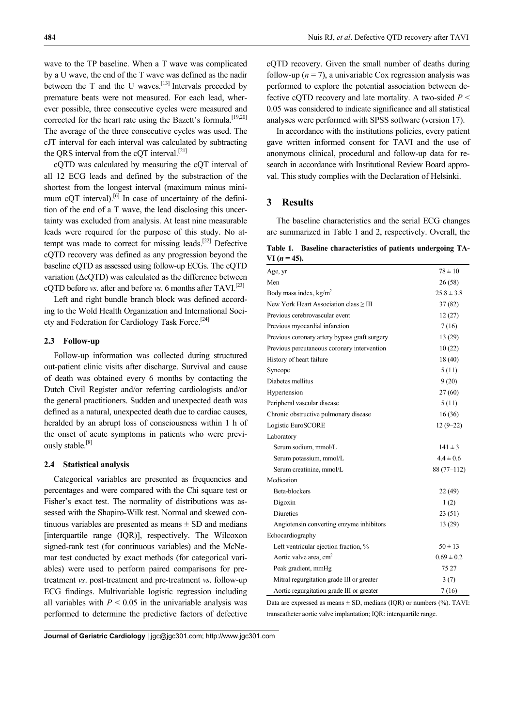wave to the TP baseline. When a T wave was complicated by a U wave, the end of the T wave was defined as the nadir between the T and the U waves.[13] Intervals preceded by premature beats were not measured. For each lead, wherever possible, three consecutive cycles were measured and corrected for the heart rate using the Bazett's formula.[19,20] The average of the three consecutive cycles was used. The cJT interval for each interval was calculated by subtracting the QRS interval from the cQT interval.[21]

cQTD was calculated by measuring the cQT interval of all 12 ECG leads and defined by the substraction of the shortest from the longest interval (maximum minus minimum cQT interval).[6] In case of uncertainty of the definition of the end of a T wave, the lead disclosing this uncertainty was excluded from analysis. At least nine measurable leads were required for the purpose of this study. No attempt was made to correct for missing leads.[22] Defective cQTD recovery was defined as any progression beyond the baseline cQTD as assessed using follow-up ECGs. The cQTD variation (ΔcQTD) was calculated as the difference between cQTD before *vs*. after and before *vs*. 6 months after TAVI.[23]

Left and right bundle branch block was defined according to the Wold Health Organization and International Society and Federation for Cardiology Task Force.[24]

### 2.3 Follow-up

Follow-up information was collected during structured out-patient clinic visits after discharge. Survival and cause of death was obtained every 6 months by contacting the Dutch Civil Register and/or referring cardiologists and/or the general practitioners. Sudden and unexpected death was defined as a natural, unexpected death due to cardiac causes, heralded by an abrupt loss of consciousness within 1 h of the onset of acute symptoms in patients who were previously stable.[8]

### 2.4 Statistical analysis

Categorical variables are presented as frequencies and percentages and were compared with the Chi square test or Fisher's exact test. The normality of distributions was assessed with the Shapiro-Wilk test. Normal and skewed continuous variables are presented as means ± SD and medians [interquartile range (IQR)], respectively. The Wilcoxon signed-rank test (for continuous variables) and the McNemar test conducted by exact methods (for categorical variables) were used to perform paired comparisons for pre-treatment *vs*. post-treatment and pre-treatment *vs*. follow-up ECG findings. Multivariable logistic regression including all variables with $P < 0.05$ in the univariable analysis was performed to determine the predictive factors of defective cQTD recovery. Given the small number of deaths during follow-up ($n = 7$), a univariable Cox regression analysis was performed to explore the potential association between defective cQTD recovery and late mortality. A two-sided $P < 0.05$ was considered to indicate significance and all statistical analyses were performed with SPSS software (version 17).

In accordance with the institutions policies, every patient gave written informed consent for TAVI and the use of anonymous clinical, procedural and follow-up data for research in accordance with Institutional Review Board approval. This study complies with the Declaration of Helsinki.

## 3 Results

The baseline characteristics and the serial ECG changes are summarized in Table 1 and 2, respectively. Overall, the

**Table 1. Baseline characteristics of patients undergoing TAVI ($n = 45$).**

| | |
|---|---|
| Age, yr | 78 ± 10 |
| Men | 26 (58) |
| Body mass index, kg/m$^2$ | 25.8 ± 3.8 |
| New York Heart Association class ≥ III | 37 (82) |
| Previous cerebrovascular event | 12 (27) |
| Previous myocardial infarction | 7 (16) |
| Previous coronary artery bypass graft surgery | 13 (29) |
| Previous percutaneous coronary intervention | 10 (22) |
| History of heart failure | 18 (40) |
| Syncope | 5 (11) |
| Diabetes mellitus | 9 (20) |
| Hypertension | 27 (60) |
| Peripheral vascular disease | 5 (11) |
| Chronic obstructive pulmonary disease | 16 (36) |
| Logistic EuroSCORE | 12 (9–22) |
| Laboratory | |
| Serum sodium, mmol/L | 141 ± 3 |
| Serum potassium, mmol/L | 4.4 ± 0.6 |
| Serum creatinine, mmol/L | 88 (77–112) |
| Medication | |
| Beta-blockers | 22 (49) |
| Digoxin | 1 (2) |
| Diuretics | 23 (51) |
| Angiotensin converting enzyme inhibitors | 13 (29) |
| Echocardiography | |
| Left ventricular ejection fraction, % | 50 ± 13 |
| Aortic valve area, cm$^2$ | 0.69 ± 0.2 |
| Peak gradient, mmHg | 75 27 |
| Mitral regurgitation grade III or greater | 3 (7) |
| Aortic regurgitation grade III or greater | 7 (16) |

Data are expressed as means ± SD, medians (IQR) or numbers (%). TAVI: transcatheter aortic valve implantation; IQR: interquartile range.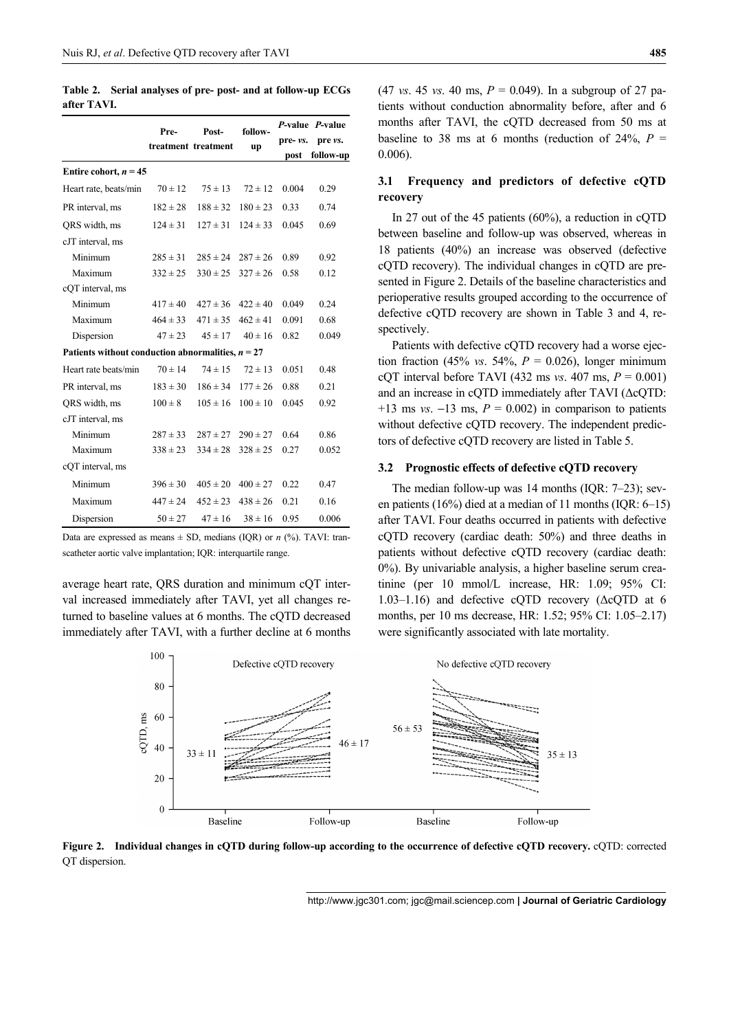**Table 2. Serial analyses of pre- post- and at follow-up ECGs after TAVI.**

| | Pre-treatment | Post-treatment | follow-up | *P*-value pre- *vs.* post | *P*-value pre *vs.* follow-up |
|---|---|---|---|---|---|
| **Entire cohort, *n* = 45** | | | | | |
| Heart rate, beats/min | 70 ± 12 | 75 ± 13 | 72 ± 12 | 0.004 | 0.29 |
| PR interval, ms | 182 ± 28 | 188 ± 32 | 180 ± 23 | 0.33 | 0.74 |
| QRS width, ms | 124 ± 31 | 127 ± 31 | 124 ± 33 | 0.045 | 0.69 |
| cJT interval, ms | | | | | |
| Minimum | 285 ± 31 | 285 ± 24 | 287 ± 26 | 0.89 | 0.92 |
| Maximum | 332 ± 25 | 330 ± 25 | 327 ± 26 | 0.58 | 0.12 |
| cQT interval, ms | | | | | |
| Minimum | 417 ± 40 | 427 ± 36 | 422 ± 40 | 0.049 | 0.24 |
| Maximum | 464 ± 33 | 471 ± 35 | 462 ± 41 | 0.091 | 0.68 |
| Dispersion | 47 ± 23 | 45 ± 17 | 40 ± 16 | 0.82 | 0.049 |
| **Patients without conduction abnormalities, *n* = 27** | | | | | |
| Heart rate beats/min | 70 ± 14 | 74 ± 15 | 72 ± 13 | 0.051 | 0.48 |
| PR interval, ms | 183 ± 30 | 186 ± 34 | 177 ± 26 | 0.88 | 0.21 |
| QRS width, ms | 100 ± 8 | 105 ± 16 | 100 ± 10 | 0.045 | 0.92 |
| cJT interval, ms | | | | | |
| Minimum | 287 ± 33 | 287 ± 27 | 290 ± 27 | 0.64 | 0.86 |
| Maximum | 338 ± 23 | 334 ± 28 | 328 ± 25 | 0.27 | 0.052 |
| cQT interval, ms | | | | | |
| Minimum | 396 ± 30 | 405 ± 20 | 400 ± 27 | 0.22 | 0.47 |
| Maximum | 447 ± 24 | 452 ± 23 | 438 ± 26 | 0.21 | 0.16 |
| Dispersion | 50 ± 27 | 47 ± 16 | 38 ± 16 | 0.95 | 0.006 |

Data are expressed as means ± SD, medians (IQR) or *n* (%). TAVI: transcatheter aortic valve implantation; IQR: interquartile range.

average heart rate, QRS duration and minimum cQT interval increased immediately after TAVI, yet all changes returned to baseline values at 6 months. The cQTD decreased immediately after TAVI, with a further decline at 6 months (47 *vs*. 45 *vs*. 40 ms, $P$ = 0.049). In a subgroup of 27 patients without conduction abnormality before, after and 6 months after TAVI, the cQTD decreased from 50 ms at baseline to 38 ms at 6 months (reduction of 24%, $P$ = 0.006).

### 3.1 Frequency and predictors of defective cQTD recovery

In 27 out of the 45 patients (60%), a reduction in cQTD between baseline and follow-up was observed, whereas in 18 patients (40%) an increase was observed (defective cQTD recovery). The individual changes in cQTD are presented in Figure 2. Details of the baseline characteristics and perioperative results grouped according to the occurrence of defective cQTD recovery are shown in Table 3 and 4, respectively.

Patients with defective cQTD recovery had a worse ejection fraction (45% *vs*. 54%, $P$ = 0.026), longer minimum cQT interval before TAVI (432 ms *vs*. 407 ms, $P$ = 0.001) and an increase in cQTD immediately after TAVI (ΔcQTD: +13 ms *vs*. −13 ms, $P$ = 0.002) in comparison to patients without defective cQTD recovery. The independent predictors of defective cQTD recovery are listed in Table 5.

### 3.2 Prognostic effects of defective cQTD recovery

The median follow-up was 14 months (IQR: 7–23); seven patients (16%) died at a median of 11 months (IQR: 6–15) after TAVI. Four deaths occurred in patients with defective cQTD recovery (cardiac death: 50%) and three deaths in patients without defective cQTD recovery (cardiac death: 0%). By univariable analysis, a higher baseline serum creatinine (per 10 mmol/L increase, HR: 1.09; 95% CI: 1.03–1.16) and defective cQTD recovery (ΔcQTD at 6 months, per 10 ms decrease, HR: 1.52; 95% CI: 1.05–2.17) were significantly associated with late mortality.

**Figure 2. Individual changes in cQTD during follow-up according to the occurrence of defective cQTD recovery.** cQTD: corrected QT dispersion.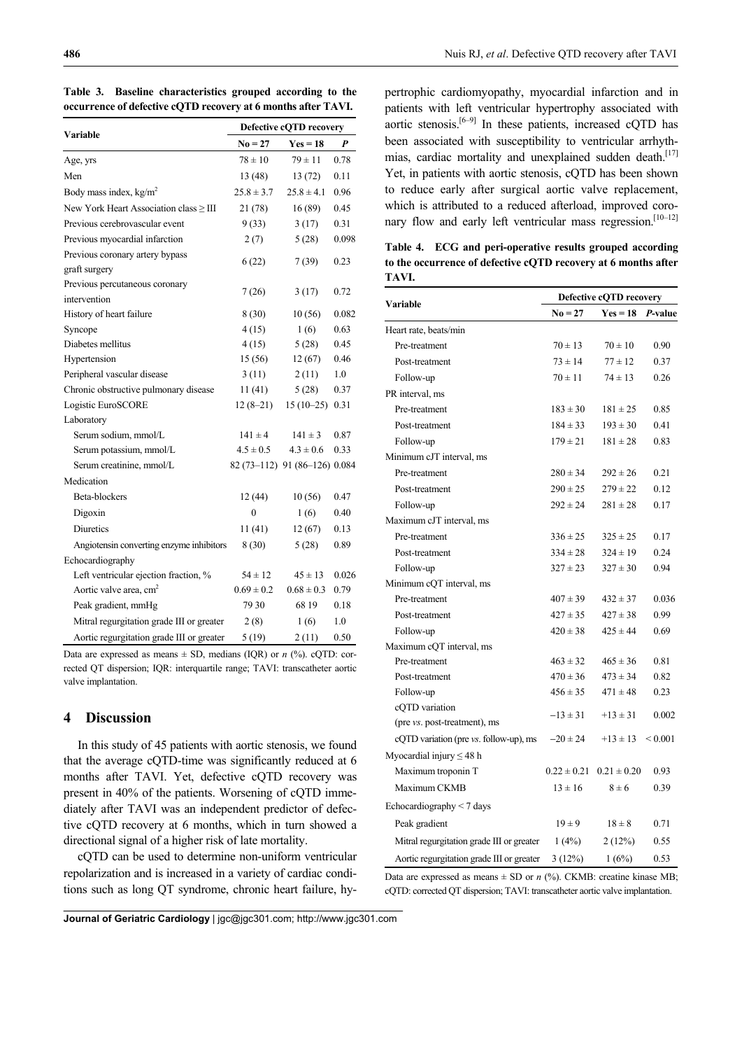**Table 3. Baseline characteristics grouped according to the occurrence of defective cQTD recovery at 6 months after TAVI.**

| Variable | Defective cQTD recovery | | |
|---|---|---|---|
| | No = 27 | Yes = 18 | *P* |
| Age, yrs | 78 ± 10 | 79 ± 11 | 0.78 |
| Men | 13 (48) | 13 (72) | 0.11 |
| Body mass index, kg/m$^2$ | 25.8 ± 3.7 | 25.8 ± 4.1 | 0.96 |
| New York Heart Association class ≥ III | 21 (78) | 16 (89) | 0.45 |
| Previous cerebrovascular event | 9 (33) | 3 (17) | 0.31 |
| Previous myocardial infarction | 2 (7) | 5 (28) | 0.098 |
| Previous coronary artery bypass graft surgery | 6 (22) | 7 (39) | 0.23 |
| Previous percutaneous coronary intervention | 7 (26) | 3 (17) | 0.72 |
| History of heart failure | 8 (30) | 10 (56) | 0.082 |
| Syncope | 4 (15) | 1 (6) | 0.63 |
| Diabetes mellitus | 4 (15) | 5 (28) | 0.45 |
| Hypertension | 15 (56) | 12 (67) | 0.46 |
| Peripheral vascular disease | 3 (11) | 2 (11) | 1.0 |
| Chronic obstructive pulmonary disease | 11 (41) | 5 (28) | 0.37 |
| Logistic EuroSCORE | 12 (8–21) | 15 (10–25) | 0.31 |
| Laboratory | | | |
| Serum sodium, mmol/L | 141 ± 4 | 141 ± 3 | 0.87 |
| Serum potassium, mmol/L | 4.5 ± 0.5 | 4.3 ± 0.6 | 0.33 |
| Serum creatinine, mmol/L | 82 (73–112) | 91 (86–126) | 0.084 |
| Medication | | | |
| Beta-blockers | 12 (44) | 10 (56) | 0.47 |
| Digoxin | 0 | 1 (6) | 0.40 |
| Diuretics | 11 (41) | 12 (67) | 0.13 |
| Angiotensin converting enzyme inhibitors | 8 (30) | 5 (28) | 0.89 |
| Echocardiography | | | |
| Left ventricular ejection fraction, % | 54 ± 12 | 45 ± 13 | 0.026 |
| Aortic valve area, cm$^2$ | 0.69 ± 0.2 | 0.68 ± 0.3 | 0.79 |
| Peak gradient, mmHg | 79 30 | 68 19 | 0.18 |
| Mitral regurgitation grade III or greater | 2 (8) | 1 (6) | 1.0 |
| Aortic regurgitation grade III or greater | 5 (19) | 2 (11) | 0.50 |

Data are expressed as means ± SD, medians (IQR) or *n* (%). cQTD: corrected QT dispersion; IQR: interquartile range; TAVI: transcatheter aortic valve implantation.

## 4 Discussion

In this study of 45 patients with aortic stenosis, we found that the average cQTD-time was significantly reduced at 6 months after TAVI. Yet, defective cQTD recovery was present in 40% of the patients. Worsening of cQTD immediately after TAVI was an independent predictor of defective cQTD recovery at 6 months, which in turn showed a directional signal of a higher risk of late mortality.

cQTD can be used to determine non-uniform ventricular repolarization and is increased in a variety of cardiac conditions such as long QT syndrome, chronic heart failure, hypertrophic cardiomyopathy, myocardial infarction and in patients with left ventricular hypertrophy associated with aortic stenosis.[6–9] In these patients, increased cQTD has been associated with susceptibility to ventricular arrhythmias, cardiac mortality and unexplained sudden death.[17] Yet, in patients with aortic stenosis, cQTD has been shown to reduce early after surgical aortic valve replacement, which is attributed to a reduced afterload, improved coronary flow and early left ventricular mass regression.[10–12]

**Table 4. ECG and peri-operative results grouped according to the occurrence of defective cQTD recovery at 6 months after TAVI.**

| Variable | Defective cQTD recovery | | |
|---|---|---|---|
| | No = 27 | Yes = 18 | *P*-value |
| Heart rate, beats/min | | | |
| Pre-treatment | 70 ± 13 | 70 ± 10 | 0.90 |
| Post-treatment | 73 ± 14 | 77 ± 12 | 0.37 |
| Follow-up | 70 ± 11 | 74 ± 13 | 0.26 |
| PR interval, ms | | | |
| Pre-treatment | 183 ± 30 | 181 ± 25 | 0.85 |
| Post-treatment | 184 ± 33 | 193 ± 30 | 0.41 |
| Follow-up | 179 ± 21 | 181 ± 28 | 0.83 |
| Minimum cJT interval, ms | | | |
| Pre-treatment | 280 ± 34 | 292 ± 26 | 0.21 |
| Post-treatment | 290 ± 25 | 279 ± 22 | 0.12 |
| Follow-up | 292 ± 24 | 281 ± 28 | 0.17 |
| Maximum cJT interval, ms | | | |
| Pre-treatment | 336 ± 25 | 325 ± 25 | 0.17 |
| Post-treatment | 334 ± 28 | 324 ± 19 | 0.24 |
| Follow-up | 327 ± 23 | 327 ± 30 | 0.94 |
| Minimum cQT interval, ms | | | |
| Pre-treatment | 407 ± 39 | 432 ± 37 | 0.036 |
| Post-treatment | 427 ± 35 | 427 ± 38 | 0.99 |
| Follow-up | 420 ± 38 | 425 ± 44 | 0.69 |
| Maximum cQT interval, ms | | | |
| Pre-treatment | 463 ± 32 | 465 ± 36 | 0.81 |
| Post-treatment | 470 ± 36 | 473 ± 34 | 0.82 |
| Follow-up | 456 ± 35 | 471 ± 48 | 0.23 |
| cQTD variation (pre *vs.* post-treatment), ms | −13 ± 31 | +13 ± 31 | 0.002 |
| cQTD variation (pre *vs.* follow-up), ms | −20 ± 24 | +13 ± 13 | < 0.001 |
| Myocardial injury ≤ 48 h | | | |
| Maximum troponin T | 0.22 ± 0.21 | 0.21 ± 0.20 | 0.93 |
| Maximum CKMB | 13 ± 16 | 8 ± 6 | 0.39 |
| Echocardiography < 7 days | | | |
| Peak gradient | 19 ± 9 | 18 ± 8 | 0.71 |
| Mitral regurgitation grade III or greater | 1 (4%) | 2 (12%) | 0.55 |
| Aortic regurgitation grade III or greater | 3 (12%) | 1 (6%) | 0.53 |

Data are expressed as means ± SD or *n* (%). CKMB: creatine kinase MB; cQTD: corrected QT dispersion; TAVI: transcatheter aortic valve implantation.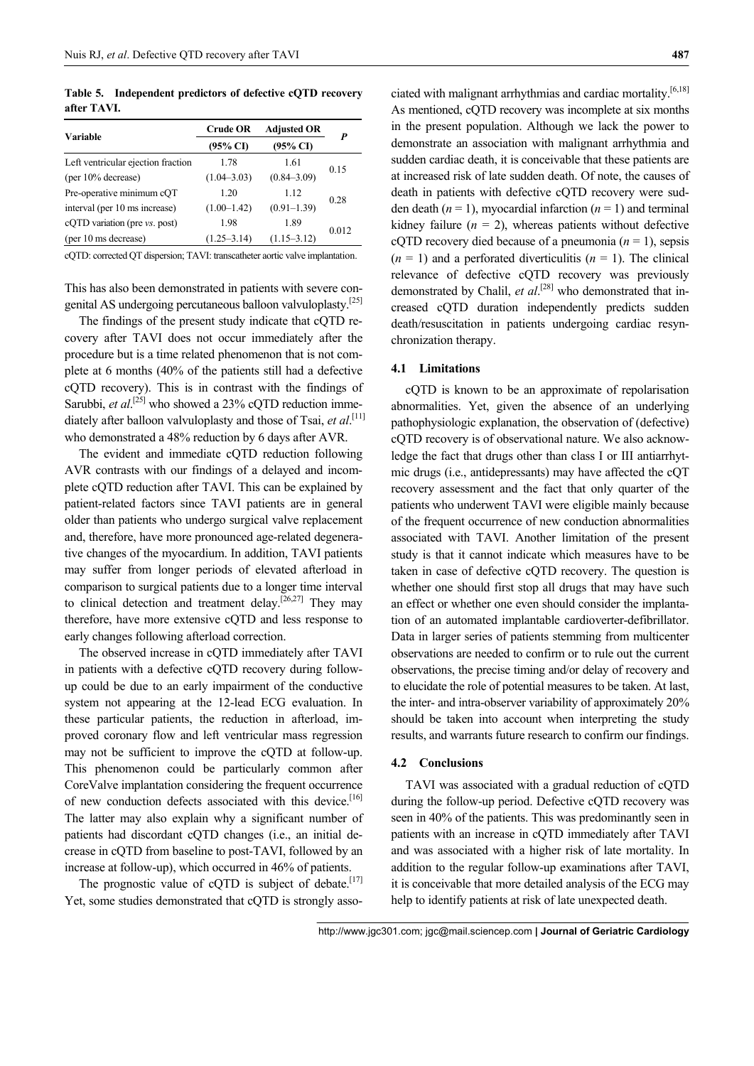**Table 5. Independent predictors of defective cQTD recovery after TAVI.**

| Variable | Crude OR (95% CI) | Adjusted OR (95% CI) | *P* |
|---|---|---|---|
| Left ventricular ejection fraction (per 10% decrease) | 1.78 (1.04–3.03) | 1.61 (0.84–3.09) | 0.15 |
| Pre-operative minimum cQT interval (per 10 ms increase) | 1.20 (1.00–1.42) | 1.12 (0.91–1.39) | 0.28 |
| cQTD variation (pre *vs*. post) (per 10 ms decrease) | 1.98 (1.25–3.14) | 1.89 (1.15–3.12) | 0.012 |

cQTD: corrected QT dispersion; TAVI: transcatheter aortic valve implantation.

This has also been demonstrated in patients with severe congenital AS undergoing percutaneous balloon valvuloplasty.[25]

The findings of the present study indicate that cQTD recovery after TAVI does not occur immediately after the procedure but is a time related phenomenon that is not complete at 6 months (40% of the patients still had a defective cQTD recovery). This is in contrast with the findings of Sarubbi, *et al*.[25] who showed a 23% cQTD reduction immediately after balloon valvuloplasty and those of Tsai, *et al*.[11] who demonstrated a 48% reduction by 6 days after AVR.

The evident and immediate cQTD reduction following AVR contrasts with our findings of a delayed and incomplete cQTD reduction after TAVI. This can be explained by patient-related factors since TAVI patients are in general older than patients who undergo surgical valve replacement and, therefore, have more pronounced age-related degenerative changes of the myocardium. In addition, TAVI patients may suffer from longer periods of elevated afterload in comparison to surgical patients due to a longer time interval to clinical detection and treatment delay.[26,27] They may therefore, have more extensive cQTD and less response to early changes following afterload correction.

The observed increase in cQTD immediately after TAVI in patients with a defective cQTD recovery during follow-up could be due to an early impairment of the conductive system not appearing at the 12-lead ECG evaluation. In these particular patients, the reduction in afterload, improved coronary flow and left ventricular mass regression may not be sufficient to improve the cQTD at follow-up. This phenomenon could be particularly common after CoreValve implantation considering the frequent occurrence of new conduction defects associated with this device.[16] The latter may also explain why a significant number of patients had discordant cQTD changes (i.e., an initial decrease in cQTD from baseline to post-TAVI, followed by an increase at follow-up), which occurred in 46% of patients.

The prognostic value of cQTD is subject of debate.[17] Yet, some studies demonstrated that cQTD is strongly associated with malignant arrhythmias and cardiac mortality.[6,18] As mentioned, cQTD recovery was incomplete at six months in the present population. Although we lack the power to demonstrate an association with malignant arrhythmia and sudden cardiac death, it is conceivable that these patients are at increased risk of late sudden death. Of note, the causes of death in patients with defective cQTD recovery were sudden death ($n$ = 1), myocardial infarction ($n$ = 1) and terminal kidney failure ($n$ = 2), whereas patients without defective cQTD recovery died because of a pneumonia ($n$ = 1), sepsis ($n$ = 1) and a perforated diverticulitis ($n$ = 1). The clinical relevance of defective cQTD recovery was previously demonstrated by Chalil, *et al*.[28] who demonstrated that increased cQTD duration independently predicts sudden death/resuscitation in patients undergoing cardiac resynchronization therapy.

### 4.1 Limitations

cQTD is known to be an approximate of repolarisation abnormalities. Yet, given the absence of an underlying pathophysiologic explanation, the observation of (defective) cQTD recovery is of observational nature. We also acknowledge the fact that drugs other than class I or III antiarrhytmic drugs (i.e., antidepressants) may have affected the cQT recovery assessment and the fact that only quarter of the patients who underwent TAVI were eligible mainly because of the frequent occurrence of new conduction abnormalities associated with TAVI. Another limitation of the present study is that it cannot indicate which measures have to be taken in case of defective cQTD recovery. The question is whether one should first stop all drugs that may have such an effect or whether one even should consider the implantation of an automated implantable cardioverter-defibrillator. Data in larger series of patients stemming from multicenter observations are needed to confirm or to rule out the current observations, the precise timing and/or delay of recovery and to elucidate the role of potential measures to be taken. At last, the inter- and intra-observer variability of approximately 20% should be taken into account when interpreting the study results, and warrants future research to confirm our findings.

### 4.2 Conclusions

TAVI was associated with a gradual reduction of cQTD during the follow-up period. Defective cQTD recovery was seen in 40% of the patients. This was predominantly seen in patients with an increase in cQTD immediately after TAVI and was associated with a higher risk of late mortality. In addition to the regular follow-up examinations after TAVI, it is conceivable that more detailed analysis of the ECG may help to identify patients at risk of late unexpected death.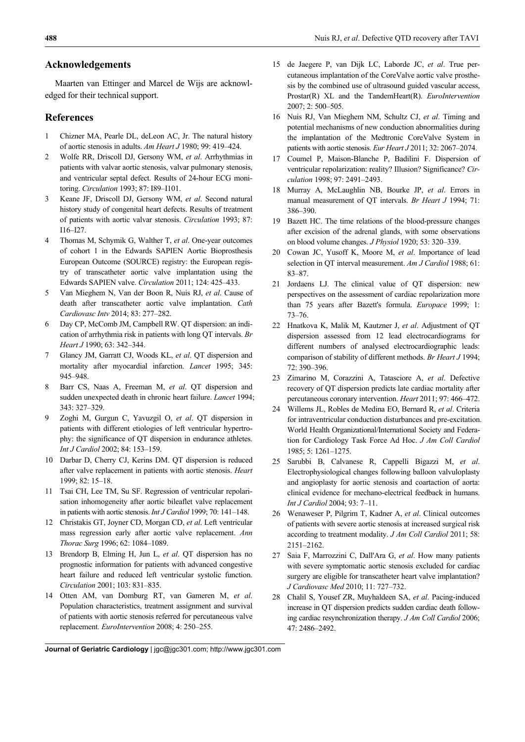## Acknowledgements

Maarten van Ettinger and Marcel de Wijs are acknowledged for their technical support.

## References

1. Chizner MA, Pearle DL, deLeon AC, Jr. The natural history of aortic stenosis in adults. *Am Heart J* 1980; 99: 419–424.
2. Wolfe RR, Driscoll DJ, Gersony WM, *et al*. Arrhythmias in patients with valvar aortic stenosis, valvar pulmonary stenosis, and ventricular septal defect. Results of 24-hour ECG monitoring. *Circulation* 1993; 87: I89–I101.
3. Keane JF, Driscoll DJ, Gersony WM, *et al*. Second natural history study of congenital heart defects. Results of treatment of patients with aortic valvar stenosis. *Circulation* 1993; 87: I16–I27.
4. Thomas M, Schymik G, Walther T, *et al*. One-year outcomes of cohort 1 in the Edwards SAPIEN Aortic Bioprosthesis European Outcome (SOURCE) registry: the European registry of transcatheter aortic valve implantation using the Edwards SAPIEN valve. *Circulation* 2011; 124: 425–433.
5. Van Mieghem N, Van der Boon R, Nuis RJ, *et al*. Cause of death after transcatheter aortic valve implantation. *Cath Cardiovasc Intv* 2014; 83: 277–282.
6. Day CP, McComb JM, Campbell RW. QT dispersion: an indication of arrhythmia risk in patients with long QT intervals. *Br Heart J* 1990; 63: 342–344.
7. Glancy JM, Garratt CJ, Woods KL, *et al*. QT dispersion and mortality after myocardial infarction. *Lancet* 1995; 345: 945–948.
8. Barr CS, Naas A, Freeman M, *et al*. QT dispersion and sudden unexpected death in chronic heart failure. *Lancet* 1994; 343: 327–329.
9. Zoghi M, Gurgun C, Yavuzgil O, *et al*. QT dispersion in patients with different etiologies of left ventricular hypertrophy: the significance of QT dispersion in endurance athletes. *Int J Cardiol* 2002; 84: 153–159.
10. Darbar D, Cherry CJ, Kerins DM. QT dispersion is reduced after valve replacement in patients with aortic stenosis. *Heart* 1999; 82: 15–18.
11. Tsai CH, Lee TM, Su SF. Regression of ventricular repolarisation inhomogeneity after aortic bileaflet valve replacement in patients with aortic stenosis. *Int J Cardiol* 1999; 70: 141–148.
12. Christakis GT, Joyner CD, Morgan CD, *et al*. Left ventricular mass regression early after aortic valve replacement. *Ann Thorac Surg* 1996; 62: 1084–1089.
13. Brendorp B, Elming H, Jun L, *et al*. QT dispersion has no prognostic information for patients with advanced congestive heart failure and reduced left ventricular systolic function. *Circulation* 2001; 103: 831–835.
14. Otten AM, van Domburg RT, van Gameren M, *et al*. Population characteristics, treatment assignment and survival of patients with aortic stenosis referred for percutaneous valve replacement. *EuroIntervention* 2008; 4: 250–255.
15. de Jaegere P, van Dijk LC, Laborde JC, *et al*. True percutaneous implantation of the CoreValve aortic valve prosthesis by the combined use of ultrasound guided vascular access, Prostar(R) XL and the TandemHeart(R). *EuroIntervention* 2007; 2: 500–505.
16. Nuis RJ, Van Mieghem NM, Schultz CJ, *et al*. Timing and potential mechanisms of new conduction abnormalities during the implantation of the Medtronic CoreValve System in patients with aortic stenosis. *Eur Heart J* 2011; 32: 2067–2074.
17. Coumel P, Maison-Blanche P, Badilini F. Dispersion of ventricular repolarization: reality? Illusion? Significance? *Circulation* 1998; 97: 2491–2493.
18. Murray A, McLaughlin NB, Bourke JP, *et al*. Errors in manual measurement of QT intervals. *Br Heart J* 1994; 71: 386–390.
19. Bazett HC. The time relations of the blood-pressure changes after excision of the adrenal glands, with some observations on blood volume changes. *J Physiol* 1920; 53: 320–339.
20. Cowan JC, Yusoff K, Moore M, *et al*. Importance of lead selection in QT interval measurement. *Am J Cardiol* 1988; 61: 83–87.
21. Jordaens LJ. The clinical value of QT dispersion: new perspectives on the assessment of cardiac repolarization more than 75 years after Bazett's formula. *Europace* 1999; 1: 73–76.
22. Hnatkova K, Malik M, Kautzner J, *et al*. Adjustment of QT dispersion assessed from 12 lead electrocardiograms for different numbers of analysed electrocardiographic leads: comparison of stability of different methods. *Br Heart J* 1994; 72: 390–396.
23. Zimarino M, Corazzini A, Tatasciore A, *et al*. Defective recovery of QT dispersion predicts late cardiac mortality after percutaneous coronary intervention. *Heart* 2011; 97: 466–472.
24. Willems JL, Robles de Medina EO, Bernard R, *et al*. Criteria for intraventricular conduction disturbances and pre-excitation. World Health Organizational/International Society and Federation for Cardiology Task Force Ad Hoc. *J Am Coll Cardiol* 1985; 5: 1261–1275.
25. Sarubbi B, Calvanese R, Cappelli Bigazzi M, *et al*. Electrophysiological changes following balloon valvuloplasty and angioplasty for aortic stenosis and coartaction of aorta: clinical evidence for mechano-electrical feedback in humans. *Int J Cardiol* 2004; 93: 7–11.
26. Wenaweser P, Pilgrim T, Kadner A, *et al*. Clinical outcomes of patients with severe aortic stenosis at increased surgical risk according to treatment modality. *J Am Coll Cardiol* 2011; 58: 2151–2162.
27. Saia F, Marrozzini C, Dall'Ara G, *et al*. How many patients with severe symptomatic aortic stenosis excluded for cardiac surgery are eligible for transcatheter heart valve implantation? *J Cardiovasc Med* 2010; 11: 727–732.
28. Chalil S, Yousef ZR, Muyhaldeen SA, *et al*. Pacing-induced increase in QT dispersion predicts sudden cardiac death following cardiac resynchronization therapy. *J Am Coll Cardiol* 2006; 47: 2486–2492.